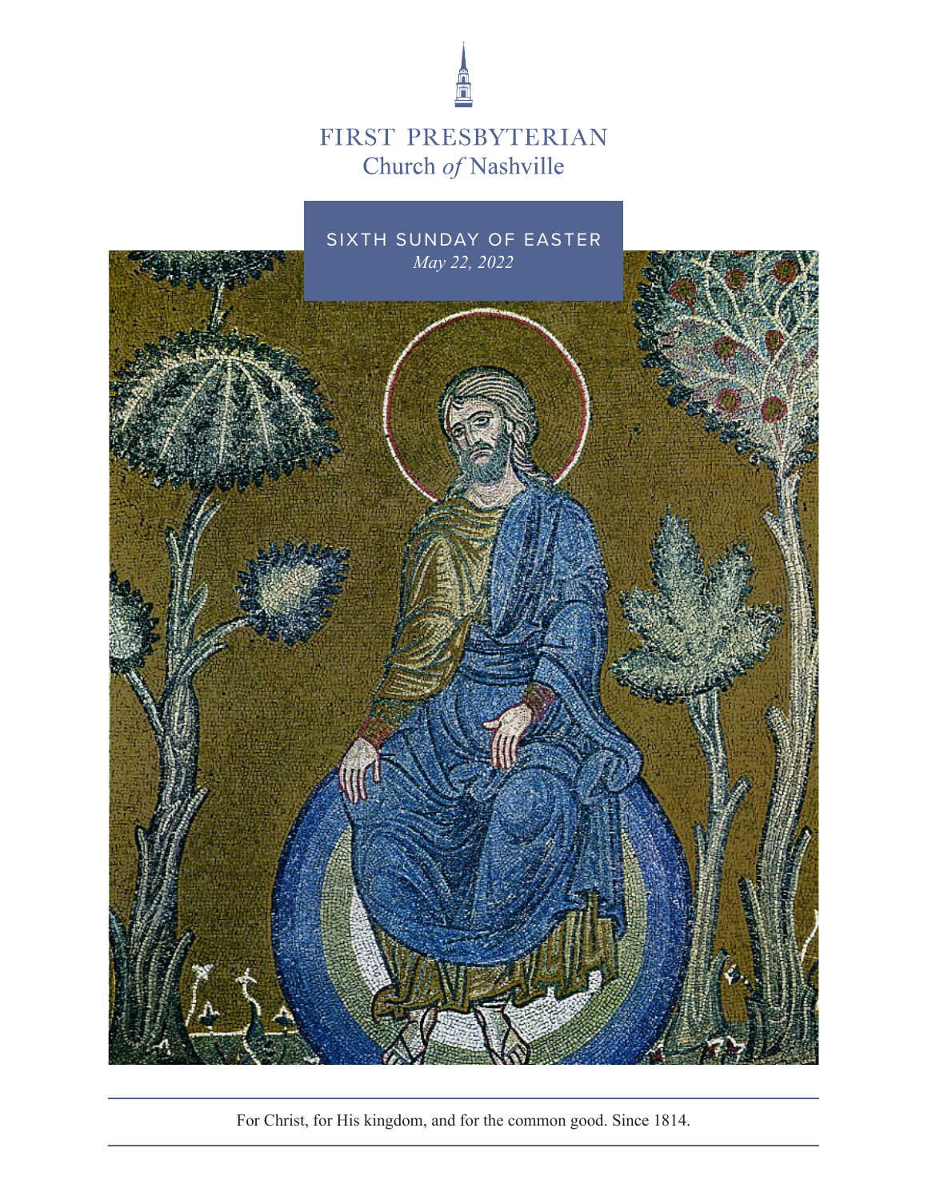# FIRST PRESBYTERIAN
## Church *of* Nashville

SIXTH SUNDAY OF EASTER

*May 22, 2022*

For Christ, for His kingdom, and for the common good. Since 1814.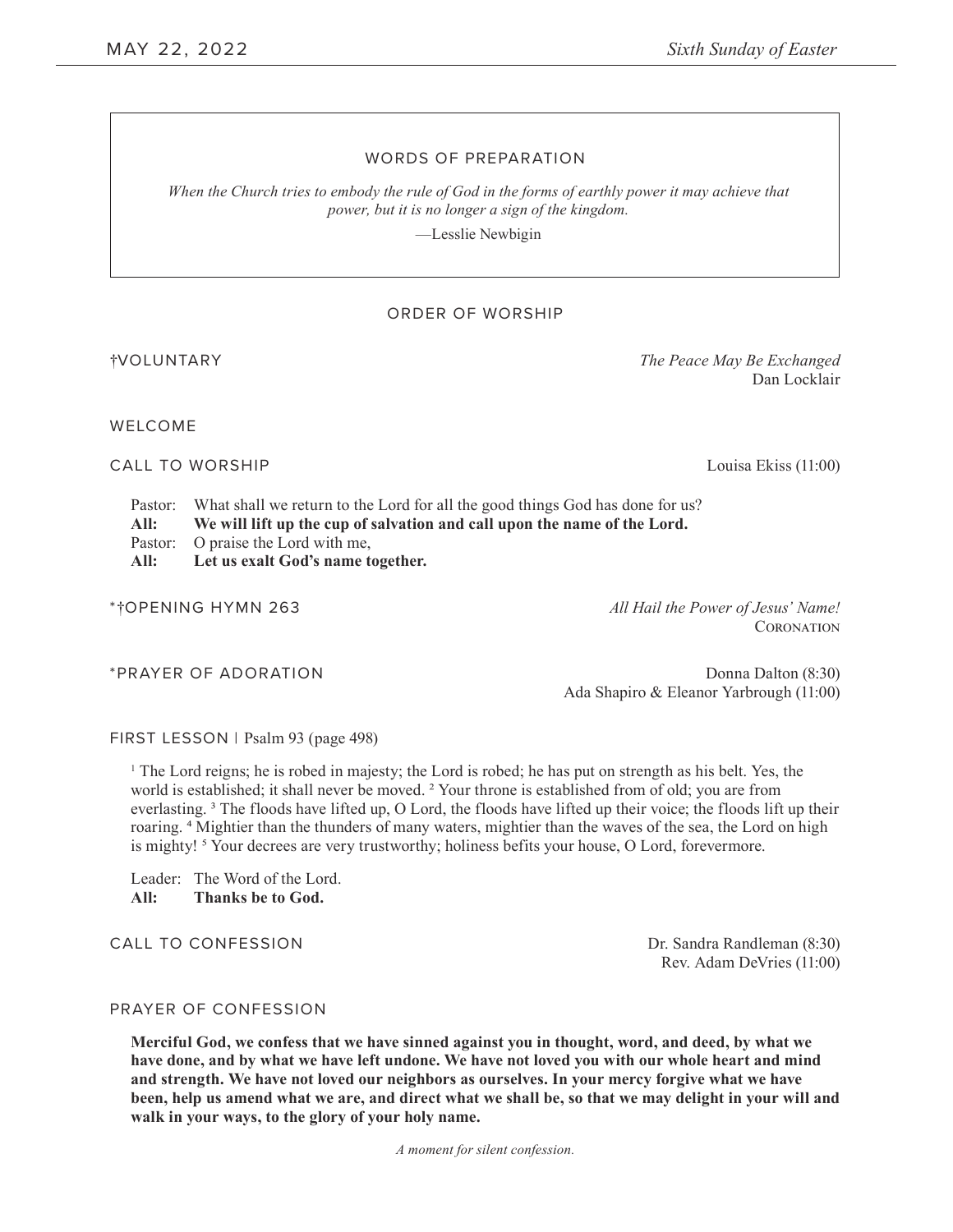## WORDS OF PREPARATION

*When the Church tries to embody the rule of God in the forms of earthly power it may achieve that power, but it is no longer a sign of the kingdom.*

—Lesslie Newbigin

## ORDER OF WORSHIP

†VOLUNTARY *The Peace May Be Exchanged*
Dan Locklair

WELCOME

CALL TO WORSHIP Louisa Ekiss (11:00)

Pastor: What shall we return to the Lord for all the good things God has done for us?
**All: We will lift up the cup of salvation and call upon the name of the Lord.**
Pastor: O praise the Lord with me,
**All: Let us exalt God's name together.**

*†OPENING HYMN 263 *All Hail the Power of Jesus' Name!*
CORONATION

*PRAYER OF ADORATION Donna Dalton (8:30)
Ada Shapiro & Eleanor Yarbrough (11:00)

FIRST LESSON | Psalm 93 (page 498)

[1] The Lord reigns; he is robed in majesty; the Lord is robed; he has put on strength as his belt. Yes, the world is established; it shall never be moved. [2] Your throne is established from of old; you are from everlasting. [3] The floods have lifted up, O Lord, the floods have lifted up their voice; the floods lift up their roaring. [4] Mightier than the thunders of many waters, mightier than the waves of the sea, the Lord on high is mighty! [5] Your decrees are very trustworthy; holiness befits your house, O Lord, forevermore.

Leader: The Word of the Lord.
**All: Thanks be to God.**

CALL TO CONFESSION Dr. Sandra Randleman (8:30)
Rev. Adam DeVries (11:00)

PRAYER OF CONFESSION

**Merciful God, we confess that we have sinned against you in thought, word, and deed, by what we have done, and by what we have left undone. We have not loved you with our whole heart and mind and strength. We have not loved our neighbors as ourselves. In your mercy forgive what we have been, help us amend what we are, and direct what we shall be, so that we may delight in your will and walk in your ways, to the glory of your holy name.**

*A moment for silent confession.*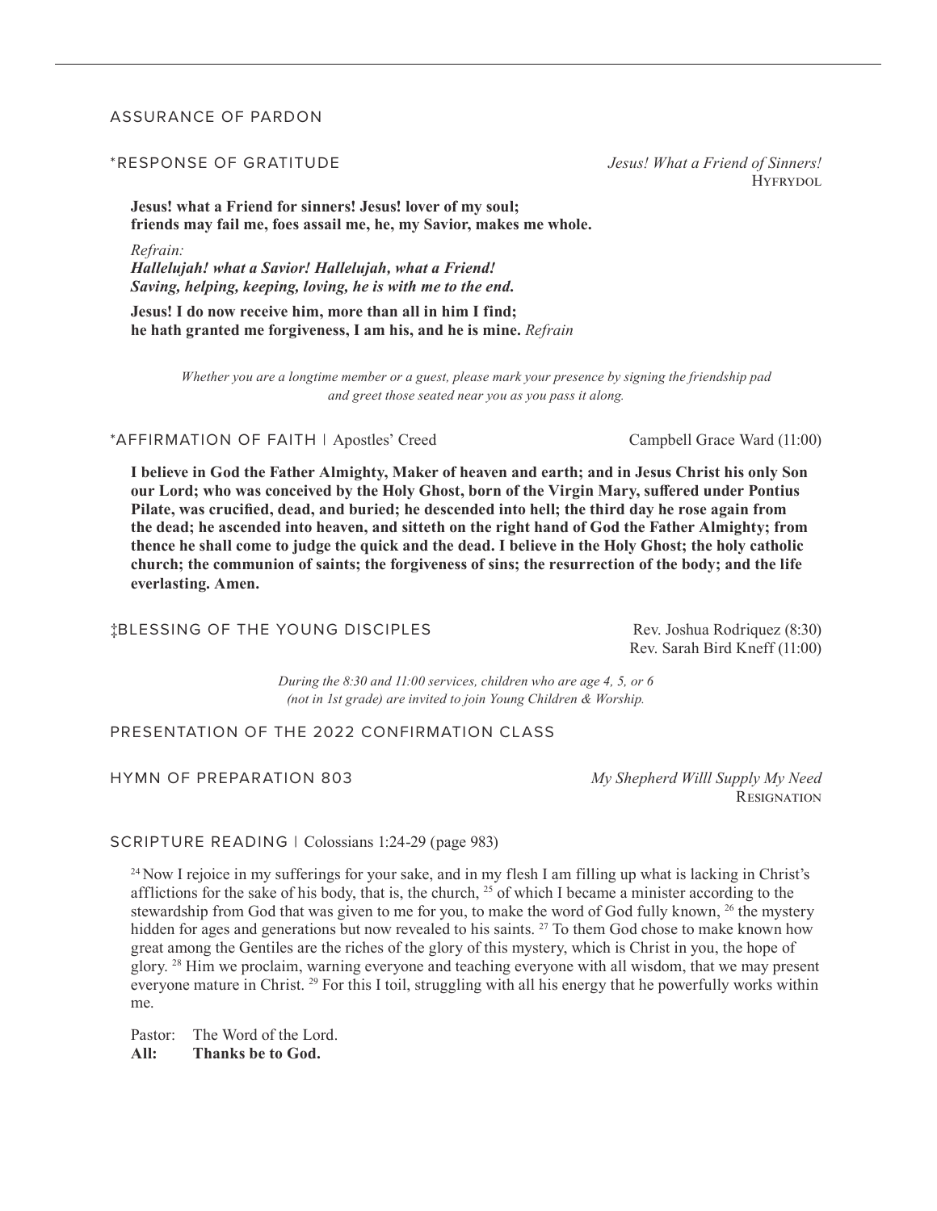ASSURANCE OF PARDON

*RESPONSE OF GRATITUDE *Jesus! What a Friend of Sinners!* HYFRYDOL

**Jesus! what a Friend for sinners! Jesus! lover of my soul;**
**friends may fail me, foes assail me, he, my Savior, makes me whole.**

*Refrain:*
***Hallelujah! what a Savior! Hallelujah, what a Friend!***
***Saving, helping, keeping, loving, he is with me to the end.***

**Jesus! I do now receive him, more than all in him I find;**
**he hath granted me forgiveness, I am his, and he is mine.** *Refrain*

*Whether you are a longtime member or a guest, please mark your presence by signing the friendship pad and greet those seated near you as you pass it along.*

*AFFIRMATION OF FAITH | Apostles' Creed Campbell Grace Ward (11:00)

**I believe in God the Father Almighty, Maker of heaven and earth; and in Jesus Christ his only Son our Lord; who was conceived by the Holy Ghost, born of the Virgin Mary, suffered under Pontius Pilate, was crucified, dead, and buried; he descended into hell; the third day he rose again from the dead; he ascended into heaven, and sitteth on the right hand of God the Father Almighty; from thence he shall come to judge the quick and the dead. I believe in the Holy Ghost; the holy catholic church; the communion of saints; the forgiveness of sins; the resurrection of the body; and the life everlasting. Amen.**

‡BLESSING OF THE YOUNG DISCIPLES Rev. Joshua Rodriquez (8:30)
Rev. Sarah Bird Kneff (11:00)

*During the 8:30 and 11:00 services, children who are age 4, 5, or 6 (not in 1st grade) are invited to join Young Children & Worship.*

PRESENTATION OF THE 2022 CONFIRMATION CLASS

HYMN OF PREPARATION 803 *My Shepherd Willl Supply My Need* RESIGNATION

SCRIPTURE READING | Colossians 1:24-29 (page 983)

[24] Now I rejoice in my sufferings for your sake, and in my flesh I am filling up what is lacking in Christ's afflictions for the sake of his body, that is, the church, [25] of which I became a minister according to the stewardship from God that was given to me for you, to make the word of God fully known, [26] the mystery hidden for ages and generations but now revealed to his saints. [27] To them God chose to make known how great among the Gentiles are the riches of the glory of this mystery, which is Christ in you, the hope of glory. [28] Him we proclaim, warning everyone and teaching everyone with all wisdom, that we may present everyone mature in Christ. [29] For this I toil, struggling with all his energy that he powerfully works within me.

Pastor: The Word of the Lord.
**All: Thanks be to God.**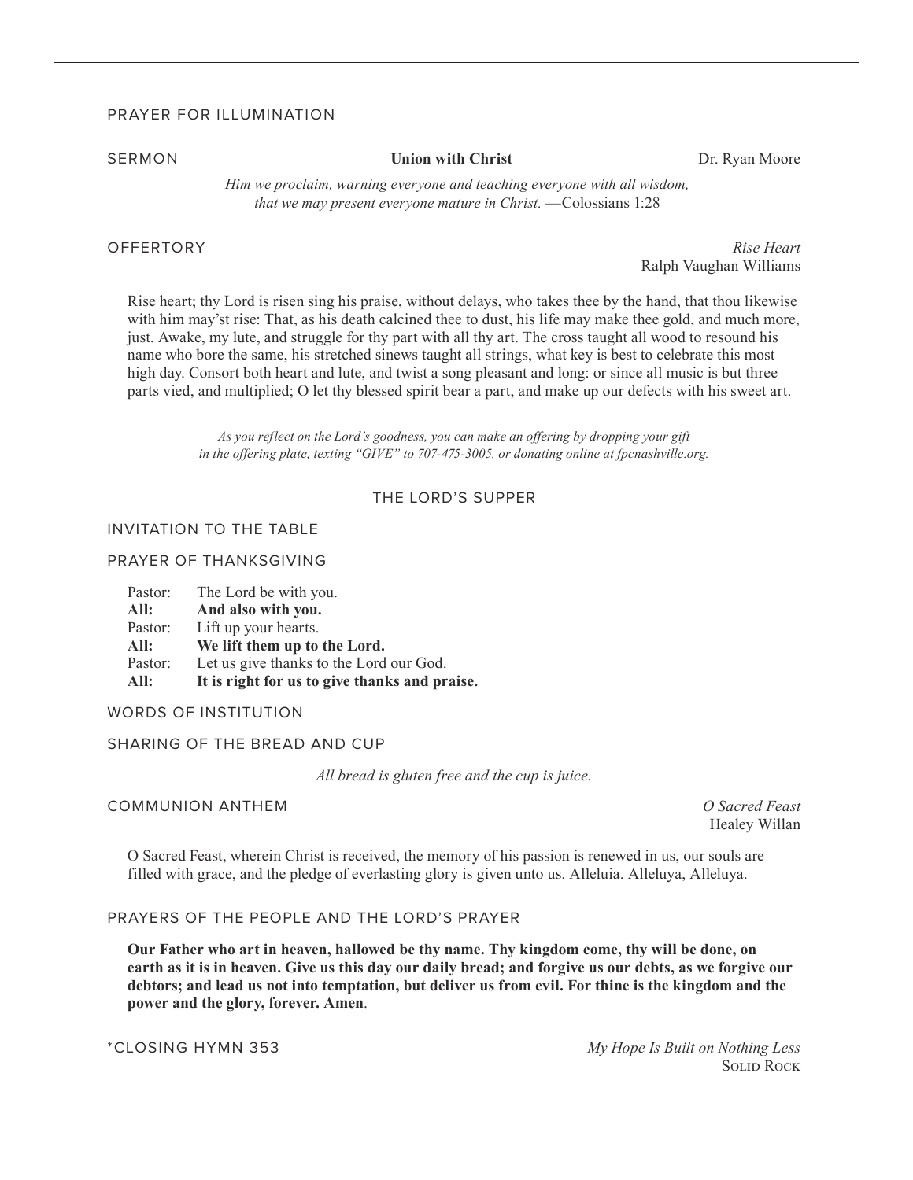PRAYER FOR ILLUMINATION

SERMON **Union with Christ** Dr. Ryan Moore

*Him we proclaim, warning everyone and teaching everyone with all wisdom, that we may present everyone mature in Christ.* —Colossians 1:28

OFFERTORY *Rise Heart*
Ralph Vaughan Williams

Rise heart; thy Lord is risen sing his praise, without delays, who takes thee by the hand, that thou likewise with him may'st rise: That, as his death calcined thee to dust, his life may make thee gold, and much more, just. Awake, my lute, and struggle for thy part with all thy art. The cross taught all wood to resound his name who bore the same, his stretched sinews taught all strings, what key is best to celebrate this most high day. Consort both heart and lute, and twist a song pleasant and long: or since all music is but three parts vied, and multiplied; O let thy blessed spirit bear a part, and make up our defects with his sweet art.

*As you reflect on the Lord's goodness, you can make an offering by dropping your gift in the offering plate, texting "GIVE" to 707-475-3005, or donating online at fpcnashville.org.*

## THE LORD'S SUPPER

INVITATION TO THE TABLE

PRAYER OF THANKSGIVING

Pastor: The Lord be with you.
**All: And also with you.**
Pastor: Lift up your hearts.
**All: We lift them up to the Lord.**
Pastor: Let us give thanks to the Lord our God.
**All: It is right for us to give thanks and praise.**

WORDS OF INSTITUTION

SHARING OF THE BREAD AND CUP

*All bread is gluten free and the cup is juice.*

COMMUNION ANTHEM *O Sacred Feast*
Healey Willan

O Sacred Feast, wherein Christ is received, the memory of his passion is renewed in us, our souls are filled with grace, and the pledge of everlasting glory is given unto us. Alleluia. Alleluya, Alleluya.

PRAYERS OF THE PEOPLE AND THE LORD'S PRAYER

**Our Father who art in heaven, hallowed be thy name. Thy kingdom come, thy will be done, on earth as it is in heaven. Give us this day our daily bread; and forgive us our debts, as we forgive our debtors; and lead us not into temptation, but deliver us from evil. For thine is the kingdom and the power and the glory, forever. Amen**.

*CLOSING HYMN 353 *My Hope Is Built on Nothing Less*
Solid Rock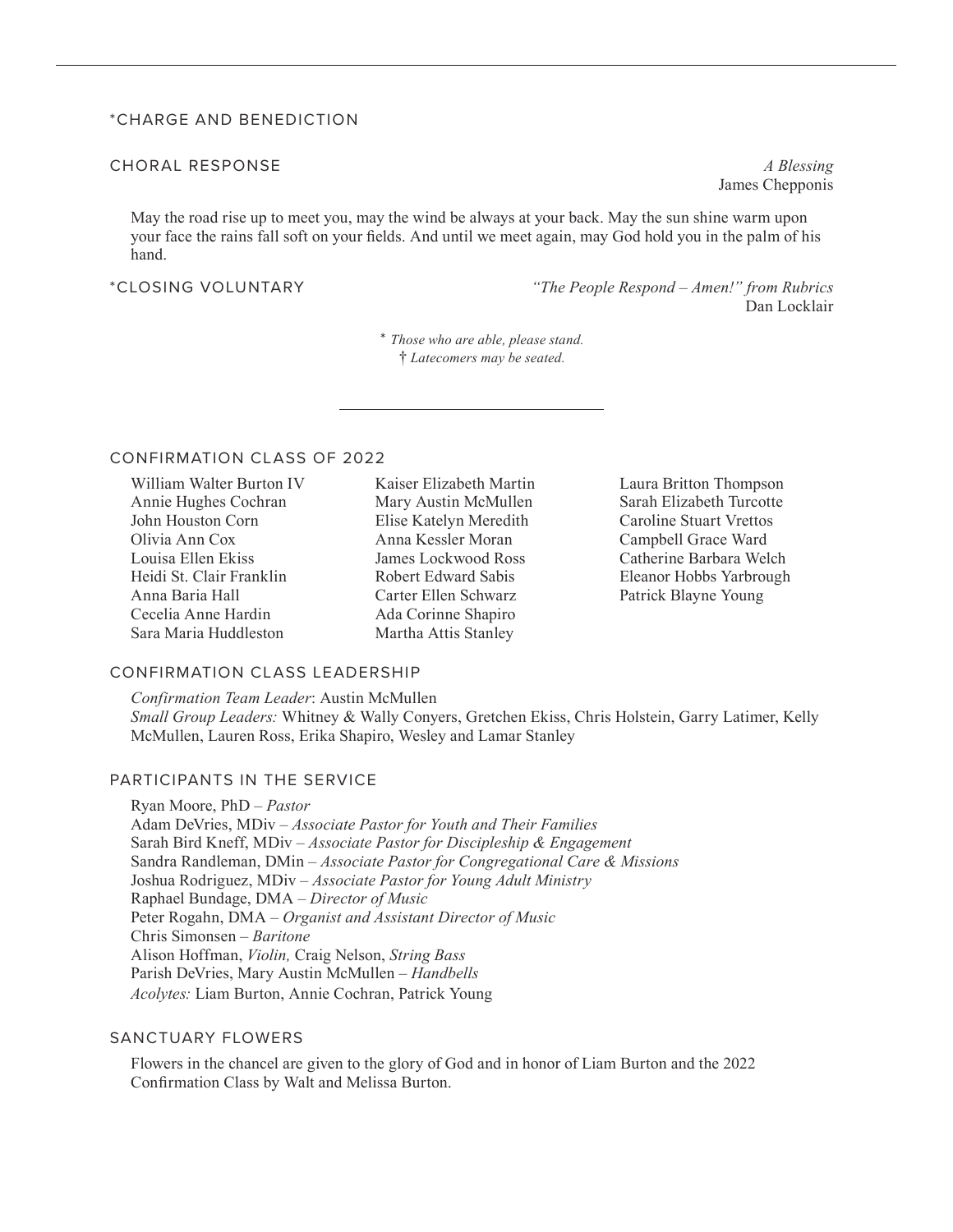### *CHARGE AND BENEDICTION

### CHORAL RESPONSE

*A Blessing*
James Chepponis

May the road rise up to meet you, may the wind be always at your back. May the sun shine warm upon your face the rains fall soft on your fields. And until we meet again, may God hold you in the palm of his hand.

### *CLOSING VOLUNTARY

*"The People Respond – Amen!" from Rubrics*
Dan Locklair

\* *Those who are able, please stand.*
† *Latecomers may be seated.*

---

### CONFIRMATION CLASS OF 2022

William Walter Burton IV
Annie Hughes Cochran
John Houston Corn
Olivia Ann Cox
Louisa Ellen Ekiss
Heidi St. Clair Franklin
Anna Baria Hall
Cecelia Anne Hardin
Sara Maria Huddleston
Kaiser Elizabeth Martin
Mary Austin McMullen
Elise Katelyn Meredith
Anna Kessler Moran
James Lockwood Ross
Robert Edward Sabis
Carter Ellen Schwarz
Ada Corinne Shapiro
Martha Attis Stanley
Laura Britton Thompson
Sarah Elizabeth Turcotte
Caroline Stuart Vrettos
Campbell Grace Ward
Catherine Barbara Welch
Eleanor Hobbs Yarbrough
Patrick Blayne Young

### CONFIRMATION CLASS LEADERSHIP

*Confirmation Team Leader*: Austin McMullen
*Small Group Leaders:* Whitney & Wally Conyers, Gretchen Ekiss, Chris Holstein, Garry Latimer, Kelly McMullen, Lauren Ross, Erika Shapiro, Wesley and Lamar Stanley

### PARTICIPANTS IN THE SERVICE

Ryan Moore, PhD – *Pastor*
Adam DeVries, MDiv – *Associate Pastor for Youth and Their Families*
Sarah Bird Kneff, MDiv – *Associate Pastor for Discipleship & Engagement*
Sandra Randleman, DMin – *Associate Pastor for Congregational Care & Missions*
Joshua Rodriguez, MDiv – *Associate Pastor for Young Adult Ministry*
Raphael Bundage, DMA – *Director of Music*
Peter Rogahn, DMA – *Organist and Assistant Director of Music*
Chris Simonsen – *Baritone*
Alison Hoffman, *Violin,* Craig Nelson, *String Bass*
Parish DeVries, Mary Austin McMullen – *Handbells*
*Acolytes:* Liam Burton, Annie Cochran, Patrick Young

### SANCTUARY FLOWERS

Flowers in the chancel are given to the glory of God and in honor of Liam Burton and the 2022 Confirmation Class by Walt and Melissa Burton.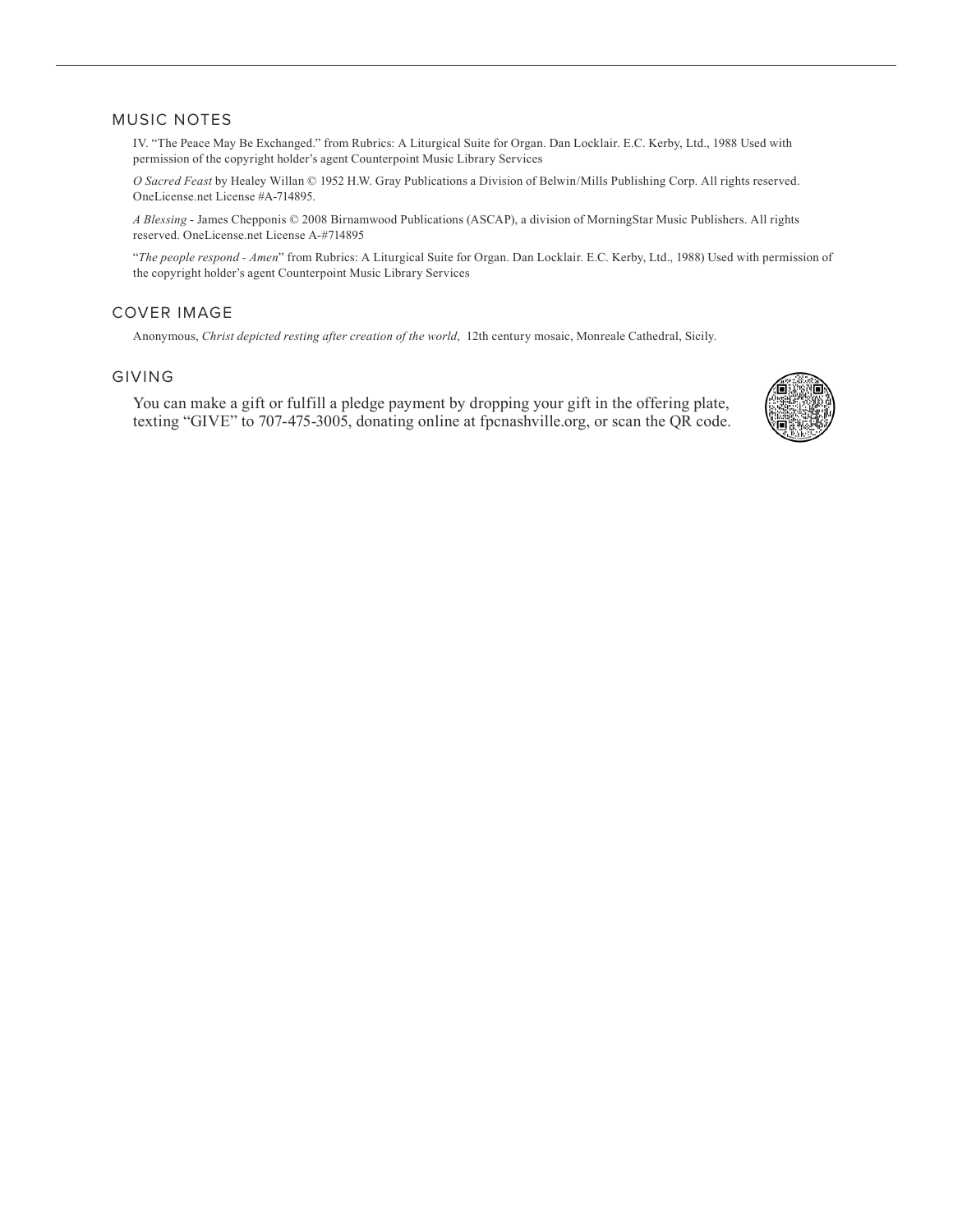## MUSIC NOTES

IV. “The Peace May Be Exchanged.” from Rubrics: A Liturgical Suite for Organ. Dan Locklair. E.C. Kerby, Ltd., 1988 Used with permission of the copyright holder’s agent Counterpoint Music Library Services

*O Sacred Feast* by Healey Willan © 1952 H.W. Gray Publications a Division of Belwin/Mills Publishing Corp. All rights reserved. OneLicense.net License #A-714895.

*A Blessing* - James Chepponis © 2008 Birnamwood Publications (ASCAP), a division of MorningStar Music Publishers. All rights reserved. OneLicense.net License A-#714895

“*The people respond - Amen*” from Rubrics: A Liturgical Suite for Organ. Dan Locklair. E.C. Kerby, Ltd., 1988) Used with permission of the copyright holder’s agent Counterpoint Music Library Services

## COVER IMAGE

Anonymous, *Christ depicted resting after creation of the world*, 12th century mosaic, Monreale Cathedral, Sicily.

## GIVING

You can make a gift or fulfill a pledge payment by dropping your gift in the offering plate, texting “GIVE” to 707-475-3005, donating online at fpcnashville.org, or scan the QR code.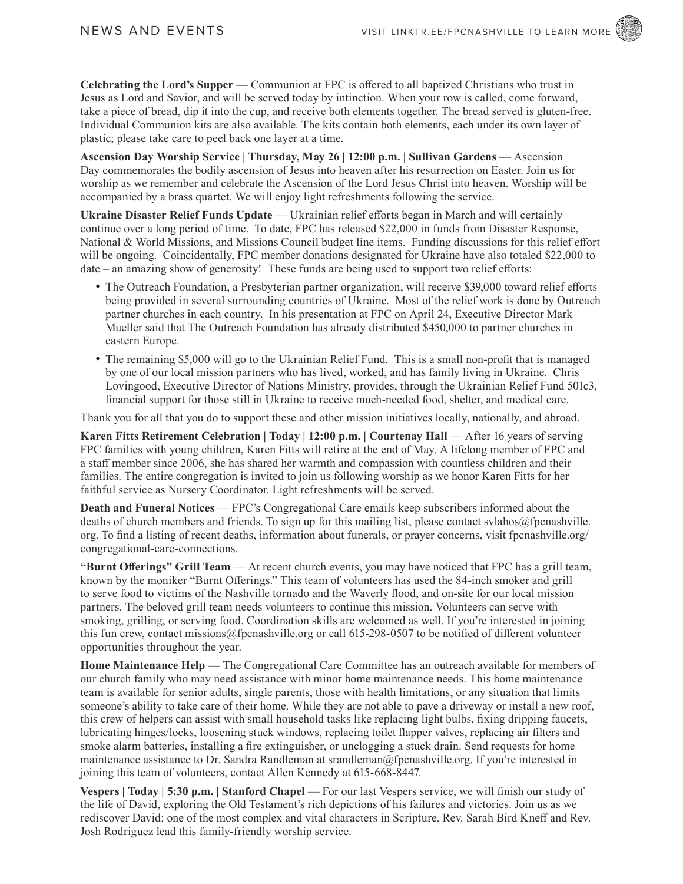**Celebrating the Lord's Supper** — Communion at FPC is offered to all baptized Christians who trust in Jesus as Lord and Savior, and will be served today by intinction. When your row is called, come forward, take a piece of bread, dip it into the cup, and receive both elements together. The bread served is gluten-free. Individual Communion kits are also available. The kits contain both elements, each under its own layer of plastic; please take care to peel back one layer at a time.

**Ascension Day Worship Service | Thursday, May 26 | 12:00 p.m. | Sullivan Gardens** — Ascension Day commemorates the bodily ascension of Jesus into heaven after his resurrection on Easter. Join us for worship as we remember and celebrate the Ascension of the Lord Jesus Christ into heaven. Worship will be accompanied by a brass quartet. We will enjoy light refreshments following the service.

**Ukraine Disaster Relief Funds Update** — Ukrainian relief efforts began in March and will certainly continue over a long period of time. To date, FPC has released $22,000 in funds from Disaster Response, National & World Missions, and Missions Council budget line items. Funding discussions for this relief effort will be ongoing. Coincidentally, FPC member donations designated for Ukraine have also totaled $22,000 to date – an amazing show of generosity! These funds are being used to support two relief efforts:

- The Outreach Foundation, a Presbyterian partner organization, will receive $39,000 toward relief efforts being provided in several surrounding countries of Ukraine. Most of the relief work is done by Outreach partner churches in each country. In his presentation at FPC on April 24, Executive Director Mark Mueller said that The Outreach Foundation has already distributed $450,000 to partner churches in eastern Europe.
- The remaining $5,000 will go to the Ukrainian Relief Fund. This is a small non-profit that is managed by one of our local mission partners who has lived, worked, and has family living in Ukraine. Chris Lovingood, Executive Director of Nations Ministry, provides, through the Ukrainian Relief Fund 501c3, financial support for those still in Ukraine to receive much-needed food, shelter, and medical care.

Thank you for all that you do to support these and other mission initiatives locally, nationally, and abroad.

**Karen Fitts Retirement Celebration | Today | 12:00 p.m. | Courtenay Hall** — After 16 years of serving FPC families with young children, Karen Fitts will retire at the end of May. A lifelong member of FPC and a staff member since 2006, she has shared her warmth and compassion with countless children and their families. The entire congregation is invited to join us following worship as we honor Karen Fitts for her faithful service as Nursery Coordinator. Light refreshments will be served.

**Death and Funeral Notices** — FPC's Congregational Care emails keep subscribers informed about the deaths of church members and friends. To sign up for this mailing list, please contact svlahos@fpcnashville.org. To find a listing of recent deaths, information about funerals, or prayer concerns, visit fpcnashville.org/congregational-care-connections.

**"Burnt Offerings" Grill Team** — At recent church events, you may have noticed that FPC has a grill team, known by the moniker "Burnt Offerings." This team of volunteers has used the 84-inch smoker and grill to serve food to victims of the Nashville tornado and the Waverly flood, and on-site for our local mission partners. The beloved grill team needs volunteers to continue this mission. Volunteers can serve with smoking, grilling, or serving food. Coordination skills are welcomed as well. If you're interested in joining this fun crew, contact missions@fpcnashville.org or call 615-298-0507 to be notified of different volunteer opportunities throughout the year.

**Home Maintenance Help** — The Congregational Care Committee has an outreach available for members of our church family who may need assistance with minor home maintenance needs. This home maintenance team is available for senior adults, single parents, those with health limitations, or any situation that limits someone's ability to take care of their home. While they are not able to pave a driveway or install a new roof, this crew of helpers can assist with small household tasks like replacing light bulbs, fixing dripping faucets, lubricating hinges/locks, loosening stuck windows, replacing toilet flapper valves, replacing air filters and smoke alarm batteries, installing a fire extinguisher, or unclogging a stuck drain. Send requests for home maintenance assistance to Dr. Sandra Randleman at srandleman@fpcnashville.org. If you're interested in joining this team of volunteers, contact Allen Kennedy at 615-668-8447.

**Vespers | Today | 5:30 p.m. | Stanford Chapel** — For our last Vespers service, we will finish our study of the life of David, exploring the Old Testament's rich depictions of his failures and victories. Join us as we rediscover David: one of the most complex and vital characters in Scripture. Rev. Sarah Bird Kneff and Rev. Josh Rodriguez lead this family-friendly worship service.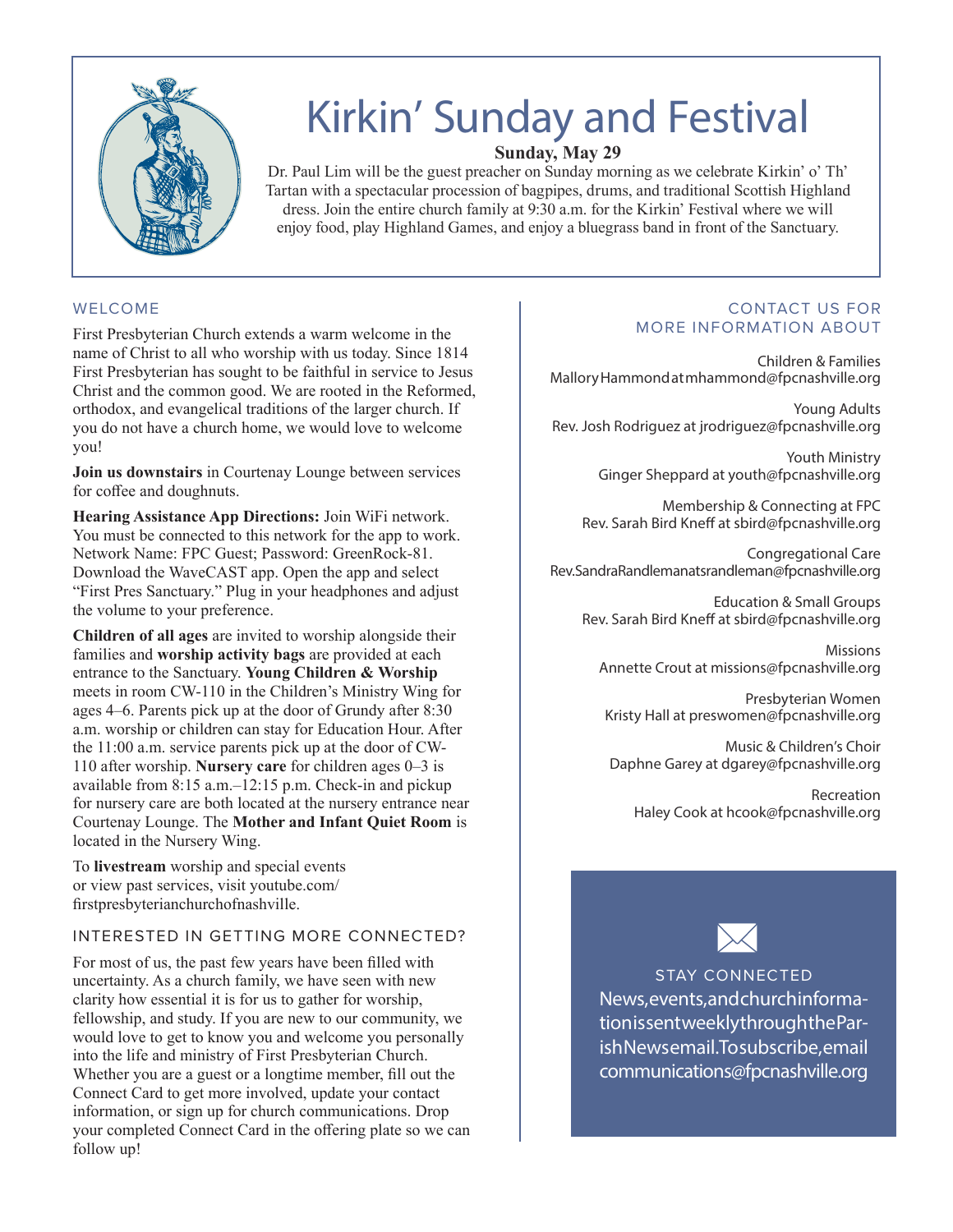# Kirkin' Sunday and Festival

**Sunday, May 29**

Dr. Paul Lim will be the guest preacher on Sunday morning as we celebrate Kirkin' o' Th' Tartan with a spectacular procession of bagpipes, drums, and traditional Scottish Highland dress. Join the entire church family at 9:30 a.m. for the Kirkin' Festival where we will enjoy food, play Highland Games, and enjoy a bluegrass band in front of the Sanctuary.

## WELCOME

First Presbyterian Church extends a warm welcome in the name of Christ to all who worship with us today. Since 1814 First Presbyterian has sought to be faithful in service to Jesus Christ and the common good. We are rooted in the Reformed, orthodox, and evangelical traditions of the larger church. If you do not have a church home, we would love to welcome you!

**Join us downstairs** in Courtenay Lounge between services for coffee and doughnuts.

**Hearing Assistance App Directions:** Join WiFi network. You must be connected to this network for the app to work. Network Name: FPC Guest; Password: GreenRock-81. Download the WaveCAST app. Open the app and select "First Pres Sanctuary." Plug in your headphones and adjust the volume to your preference.

**Children of all ages** are invited to worship alongside their families and **worship activity bags** are provided at each entrance to the Sanctuary. **Young Children & Worship** meets in room CW-110 in the Children's Ministry Wing for ages 4–6. Parents pick up at the door of Grundy after 8:30 a.m. worship or children can stay for Education Hour. After the 11:00 a.m. service parents pick up at the door of CW-110 after worship. **Nursery care** for children ages 0–3 is available from 8:15 a.m.–12:15 p.m. Check-in and pickup for nursery care are both located at the nursery entrance near Courtenay Lounge. The **Mother and Infant Quiet Room** is located in the Nursery Wing.

To **livestream** worship and special events or view past services, visit youtube.com/firstpresbyterianchurchofnashville.

## INTERESTED IN GETTING MORE CONNECTED?

For most of us, the past few years have been filled with uncertainty. As a church family, we have seen with new clarity how essential it is for us to gather for worship, fellowship, and study. If you are new to our community, we would love to get to know you and welcome you personally into the life and ministry of First Presbyterian Church. Whether you are a guest or a longtime member, fill out the Connect Card to get more involved, update your contact information, or sign up for church communications. Drop your completed Connect Card in the offering plate so we can follow up!

## CONTACT US FOR MORE INFORMATION ABOUT

Children & Families
Mallory Hammond at mhammond@fpcnashville.org

Young Adults
Rev. Josh Rodriguez at jrodriguez@fpcnashville.org

Youth Ministry
Ginger Sheppard at youth@fpcnashville.org

Membership & Connecting at FPC
Rev. Sarah Bird Kneff at sbird@fpcnashville.org

Congregational Care
Rev. Sandra Randleman at srandleman@fpcnashville.org

Education & Small Groups
Rev. Sarah Bird Kneff at sbird@fpcnashville.org

Missions
Annette Crout at missions@fpcnashville.org

Presbyterian Women
Kristy Hall at preswomen@fpcnashville.org

Music & Children's Choir
Daphne Garey at dgarey@fpcnashville.org

Recreation
Haley Cook at hcook@fpcnashville.org

## STAY CONNECTED

News, events, and church information is sent weekly through the Parish News email. To subscribe, email communications@fpcnashville.org